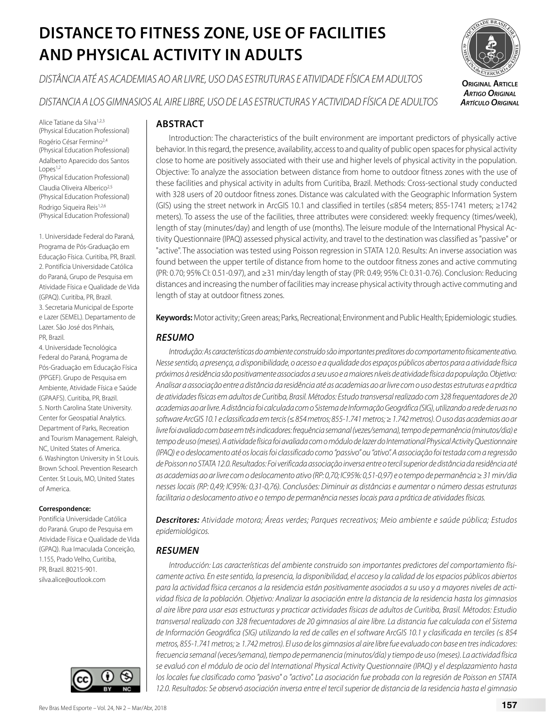# DISTANCE TO FITNESS ZONE, USE OF FACILITIES AND PHYSICAL ACTIVITY IN ADULTS

*DISTÂNCIA ATÉ AS ACADEMIAS AO AR LIVRE, USO DAS ESTRUTURAS E ATIVIDADE FÍSICA EM ADULTOS*

*DISTANCIA A LOS GIMNASIOS AL AIRE LIBRE, USO DE LAS ESTRUCTURAS Y ACTIVIDAD FÍSICA DE ADULTOS*

**Original Article**
***Artigo Original***
***Artículo Original***

Alice Tatiane da Silva[1,2,3] (Physical Education Professional)
Rogério César Fermino[2,4] (Physical Education Professional)
Adalberto Aparecido dos Santos Lopes[1,2] (Physical Education Professional)
Claudia Oliveira Alberico[2,5] (Physical Education Professional)
Rodrigo Siqueira Reis[1,2,6] (Physical Education Professional)

1. Universidade Federal do Paraná, Programa de Pós-Graduação em Educação Física. Curitiba, PR, Brazil.
2. Pontifícia Universidade Católica do Paraná, Grupo de Pesquisa em Atividade Física e Qualidade de Vida (GPAQ). Curitiba, PR, Brazil.
3. Secretaria Municipal de Esporte e Lazer (SEMEL). Departamento de Lazer. São José dos Pinhais, PR, Brazil.
4. Universidade Tecnológica Federal do Paraná, Programa de Pós-Graduação em Educação Física (PPGEF). Grupo de Pesquisa em Ambiente, Atividade Física e Saúde (GPAAFS). Curitiba, PR, Brazil.
5. North Carolina State University. Center for Geospatial Analytics. Department of Parks, Recreation and Tourism Management. Raleigh, NC, United States of America.
6. Washington University in St Louis. Brown School. Prevention Research Center. St Louis, MO, United States of America.

**Correspondence:**
Pontifícia Universidade Católica do Paraná. Grupo de Pesquisa em Atividade Física e Qualidade de Vida (GPAQ). Rua Imaculada Conceição, 1.155, Prado Velho, Curitiba, PR, Brazil. 80215-901.
silva.alice@outlook.com

## ABSTRACT

Introduction: The characteristics of the built environment are important predictors of physically active behavior. In this regard, the presence, availability, access to and quality of public open spaces for physical activity close to home are positively associated with their use and higher levels of physical activity in the population. Objective: To analyze the association between distance from home to outdoor fitness zones with the use of these facilities and physical activity in adults from Curitiba, Brazil. Methods: Cross-sectional study conducted with 328 users of 20 outdoor fitness zones. Distance was calculated with the Geographic Information System (GIS) using the street network in ArcGIS 10.1 and classified in tertiles (≤854 meters; 855-1741 meters; ≥1742 meters). To assess the use of the facilities, three attributes were considered: weekly frequency (times/week), length of stay (minutes/day) and length of use (months). The leisure module of the International Physical Activity Questionnaire (IPAQ) assessed physical activity, and travel to the destination was classified as "passive" or "active". The association was tested using Poisson regression in STATA 12.0. Results: An inverse association was found between the upper tertile of distance from home to the outdoor fitness zones and active commuting (PR: 0.70; 95% CI: 0.51-0.97), and ≥31 min/day length of stay (PR: 0.49; 95% CI: 0.31-0.76). Conclusion: Reducing distances and increasing the number of facilities may increase physical activity through active commuting and length of stay at outdoor fitness zones.

**Keywords:** Motor activity; Green areas; Parks, Recreational; Environment and Public Health; Epidemiologic studies.

## *RESUMO*

*Introdução: As características do ambiente construído são importantes preditores do comportamento fisicamente ativo. Nesse sentido, a presença, a disponibilidade, o acesso e a qualidade dos espaços públicos abertos para a atividade física próximos à residência são positivamente associados a seu uso e a maiores níveis de atividade física da população. Objetivo: Analisar a associação entre a distância da residência até as academias ao ar livre com o uso destas estruturas e a prática de atividades físicas em adultos de Curitiba, Brasil. Métodos: Estudo transversal realizado com 328 frequentadores de 20 academias ao ar livre. A distância foi calculada com o Sistema de Informação Geográfica (SIG), utilizando a rede de ruas no software ArcGIS 10.1 e classificada em tercis (≤ 854 metros; 855-1.741 metros; ≥ 1.742 metros). O uso das academias ao ar livre foi avaliado com base em três indicadores: frequência semanal (vezes/semana), tempo de permanência (minutos/dia) e tempo de uso (meses). A atividade física foi avaliada com o módulo de lazer do International Physical Activity Questionnaire (IPAQ) e o deslocamento até os locais foi classificado como "passivo" ou "ativo". A associação foi testada com a regressão de Poisson no STATA 12.0. Resultados: Foi verificada associação inversa entre o tercil superior de distância da residência até as academias ao ar livre com o deslocamento ativo (RP: 0,70; IC95%: 0,51-0,97) e o tempo de permanência ≥ 31 min/dia nesses locais (RP: 0,49; IC95%: 0,31-0,76). Conclusões: Diminuir as distâncias e aumentar o número dessas estruturas facilitaria o deslocamento ativo e o tempo de permanência nesses locais para a prática de atividades físicas.*

***Descritores:*** *Atividade motora; Áreas verdes; Parques recreativos; Meio ambiente e saúde pública; Estudos epidemiológicos.*

## *RESUMEN*

*Introducción: Las características del ambiente construido son importantes predictores del comportamiento físicamente activo. En este sentido, la presencia, la disponibilidad, el acceso y la calidad de los espacios públicos abiertos para la actividad física cercanos a la residencia están positivamente asociados a su uso y a mayores niveles de actividad física de la población. Objetivo: Analizar la asociación entre la distancia de la residencia hasta los gimnasios al aire libre para usar esas estructuras y practicar actividades físicas de adultos de Curitiba, Brasil. Métodos: Estudio transversal realizado con 328 frecuentadores de 20 gimnasios al aire libre. La distancia fue calculada con el Sistema de Información Geográfica (SIG) utilizando la red de calles en el software ArcGIS 10.1 y clasificada en terciles (≤ 854 metros, 855-1.741 metros; ≥ 1.742 metros). El uso de los gimnasios al aire libre fue evaluado con base en tres indicadores: frecuencia semanal (veces/semana), tiempo de permanencia (minutos/día) y tiempo de uso (meses). La actividad física se evaluó con el módulo de ocio del International Physical Activity Questionnaire (IPAQ) y el desplazamiento hasta los locales fue clasificado como "pasivo" o "activo". La asociación fue probada con la regresión de Poisson en STATA 12.0. Resultados: Se observó asociación inversa entre el tercil superior de distancia de la residencia hasta el gimnasio*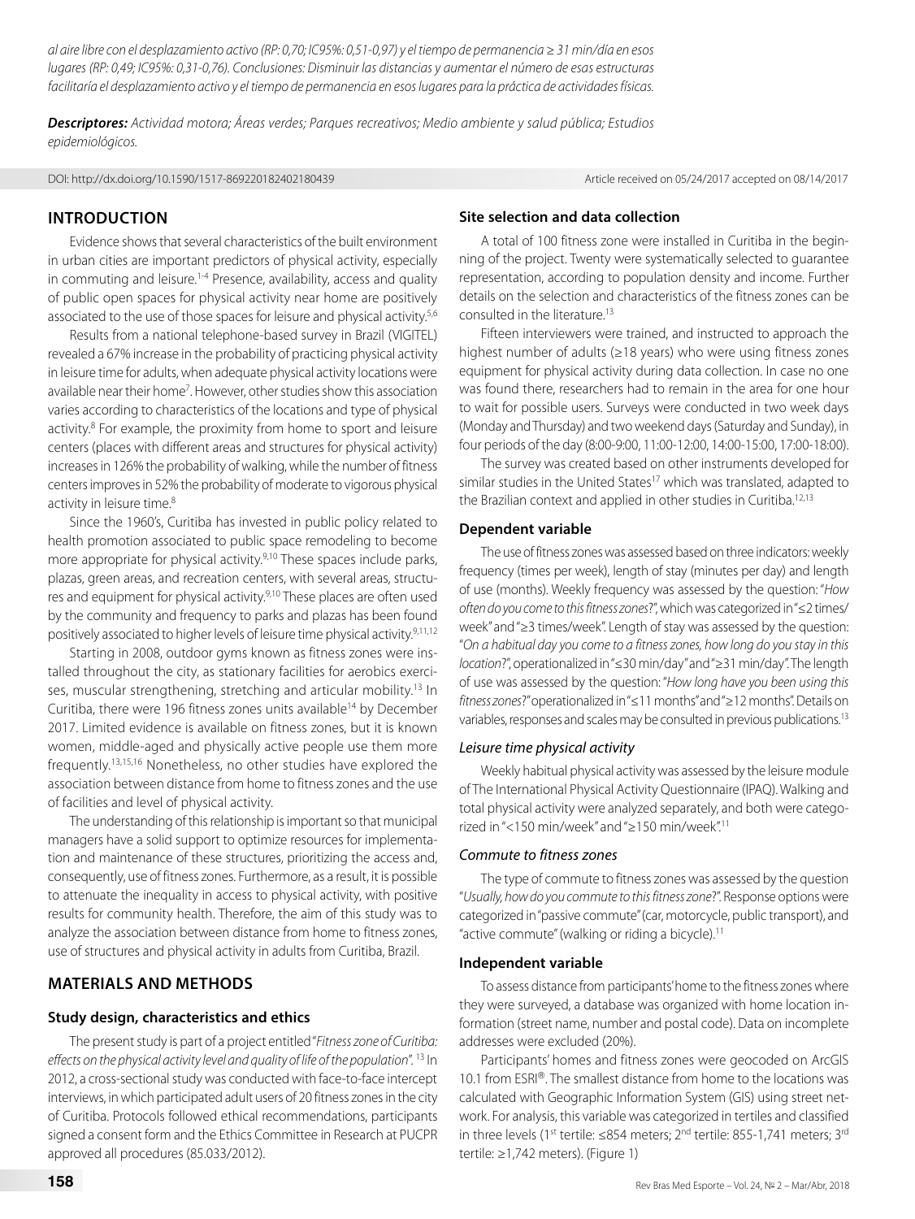*al aire libre con el desplazamiento activo (RP: 0,70; IC95%: 0,51-0,97) y el tiempo de permanencia ≥ 31 min/día en esos lugares (RP: 0,49; IC95%: 0,31-0,76). Conclusiones: Disminuir las distancias y aumentar el número de esas estructuras facilitaría el desplazamiento activo y el tiempo de permanencia en esos lugares para la práctica de actividades físicas.*

***Descriptores:*** *Actividad motora; Áreas verdes; Parques recreativos; Medio ambiente y salud pública; Estudios epidemiológicos.*

DOI: http://dx.doi.org/10.1590/1517-869220182402180439 Article received on 05/24/2017 accepted on 08/14/2017

## INTRODUCTION

Evidence shows that several characteristics of the built environment in urban cities are important predictors of physical activity, especially in commuting and leisure.[1-4] Presence, availability, access and quality of public open spaces for physical activity near home are positively associated to the use of those spaces for leisure and physical activity.[5,6]

Results from a national telephone-based survey in Brazil (VIGITEL) revealed a 67% increase in the probability of practicing physical activity in leisure time for adults, when adequate physical activity locations were available near their home[7]. However, other studies show this association varies according to characteristics of the locations and type of physical activity.[8] For example, the proximity from home to sport and leisure centers (places with different areas and structures for physical activity) increases in 126% the probability of walking, while the number of fitness centers improves in 52% the probability of moderate to vigorous physical activity in leisure time.[8]

Since the 1960's, Curitiba has invested in public policy related to health promotion associated to public space remodeling to become more appropriate for physical activity.[9,10] These spaces include parks, plazas, green areas, and recreation centers, with several areas, structures and equipment for physical activity.[9,10] These places are often used by the community and frequency to parks and plazas has been found positively associated to higher levels of leisure time physical activity.[9,11,12]

Starting in 2008, outdoor gyms known as fitness zones were installed throughout the city, as stationary facilities for aerobics exercises, muscular strengthening, stretching and articular mobility.[13] In Curitiba, there were 196 fitness zones units available[14] by December 2017. Limited evidence is available on fitness zones, but it is known women, middle-aged and physically active people use them more frequently.[13,15,16] Nonetheless, no other studies have explored the association between distance from home to fitness zones and the use of facilities and level of physical activity.

The understanding of this relationship is important so that municipal managers have a solid support to optimize resources for implementation and maintenance of these structures, prioritizing the access and, consequently, use of fitness zones. Furthermore, as a result, it is possible to attenuate the inequality in access to physical activity, with positive results for community health. Therefore, the aim of this study was to analyze the association between distance from home to fitness zones, use of structures and physical activity in adults from Curitiba, Brazil.

## MATERIALS AND METHODS

### Study design, characteristics and ethics

The present study is part of a project entitled "*Fitness zone of Curitiba: effects on the physical activity level and quality of life of the population*".[13] In 2012, a cross-sectional study was conducted with face-to-face intercept interviews, in which participated adult users of 20 fitness zones in the city of Curitiba. Protocols followed ethical recommendations, participants signed a consent form and the Ethics Committee in Research at PUCPR approved all procedures (85.033/2012).

### Site selection and data collection

A total of 100 fitness zone were installed in Curitiba in the beginning of the project. Twenty were systematically selected to guarantee representation, according to population density and income. Further details on the selection and characteristics of the fitness zones can be consulted in the literature.[13]

Fifteen interviewers were trained, and instructed to approach the highest number of adults (≥18 years) who were using fitness zones equipment for physical activity during data collection. In case no one was found there, researchers had to remain in the area for one hour to wait for possible users. Surveys were conducted in two week days (Monday and Thursday) and two weekend days (Saturday and Sunday), in four periods of the day (8:00-9:00, 11:00-12:00, 14:00-15:00, 17:00-18:00).

The survey was created based on other instruments developed for similar studies in the United States[17] which was translated, adapted to the Brazilian context and applied in other studies in Curitiba.[12,13]

### Dependent variable

The use of fitness zones was assessed based on three indicators: weekly frequency (times per week), length of stay (minutes per day) and length of use (months). Weekly frequency was assessed by the question: "*How often do you come to this fitness zones*?", which was categorized in "≤2 times/week" and "≥3 times/week". Length of stay was assessed by the question: "*On a habitual day you come to a fitness zones, how long do you stay in this location*?", operationalized in "≤30 min/day" and "≥31 min/day". The length of use was assessed by the question: "*How long have you been using this fitness zones*?" operationalized in "≤11 months" and "≥12 months". Details on variables, responses and scales may be consulted in previous publications.[13]

#### *Leisure time physical activity*

Weekly habitual physical activity was assessed by the leisure module of The International Physical Activity Questionnaire (IPAQ). Walking and total physical activity were analyzed separately, and both were categorized in "<150 min/week" and "≥150 min/week".[11]

#### *Commute to fitness zones*

The type of commute to fitness zones was assessed by the question "*Usually, how do you commute to this fitness zone*?". Response options were categorized in "passive commute" (car, motorcycle, public transport), and "active commute" (walking or riding a bicycle).[11]

### Independent variable

To assess distance from participants' home to the fitness zones where they were surveyed, a database was organized with home location information (street name, number and postal code). Data on incomplete addresses were excluded (20%).

Participants' homes and fitness zones were geocoded on ArcGIS 10.1 from ESRI®. The smallest distance from home to the locations was calculated with Geographic Information System (GIS) using street network. For analysis, this variable was categorized in tertiles and classified in three levels (1st tertile: ≤854 meters; 2nd tertile: 855-1,741 meters; 3rd tertile: ≥1,742 meters). (Figure 1)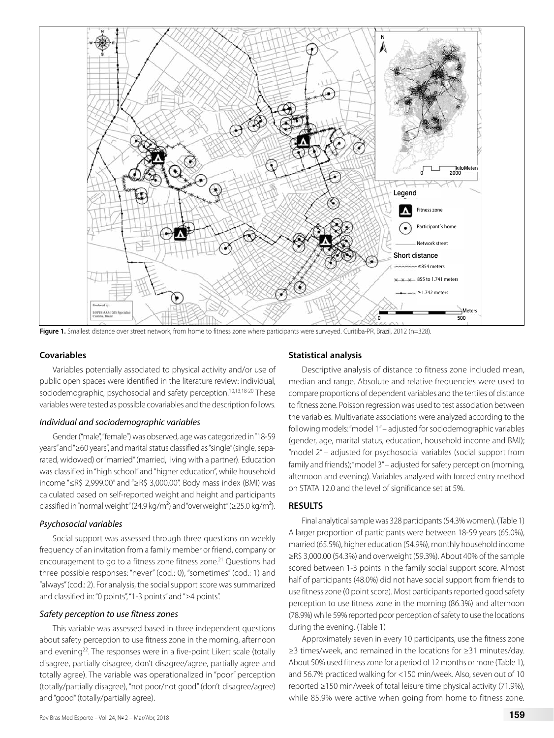Figure 1. Smallest distance over street network, from home to fitness zone where participants were surveyed. Curitiba-PR, Brazil, 2012 (n=328).

### Covariables

Variables potentially associated to physical activity and/or use of public open spaces were identified in the literature review: individual, sociodemographic, psychosocial and safety perception.[10,13,18-20] These variables were tested as possible covariables and the description follows.

#### *Individual and sociodemographic variables*

Gender ("male", "female") was observed, age was categorized in "18-59 years" and "≥60 years", and marital status classified as "single" (single, separated, widowed) or "married" (married, living with a partner). Education was classified in "high school" and "higher education", while household income "≤R$ 2,999.00" and "≥R$ 3,000.00". Body mass index (BMI) was calculated based on self-reported weight and height and participants classified in "normal weight" (24.9 kg/m²) and "overweight" (≥25.0 kg/m²).

#### *Psychosocial variables*

Social support was assessed through three questions on weekly frequency of an invitation from a family member or friend, company or encouragement to go to a fitness zone fitness zone.[21] Questions had three possible responses: "never" (cod.: 0), "sometimes" (cod.: 1) and "always" (cod.: 2). For analysis, the social support score was summarized and classified in: "0 points", "1-3 points" and "≥4 points".

#### *Safety perception to use fitness zones*

This variable was assessed based in three independent questions about safety perception to use fitness zone in the morning, afternoon and evening[22]. The responses were in a five-point Likert scale (totally disagree, partially disagree, don't disagree/agree, partially agree and totally agree). The variable was operationalized in "poor" perception (totally/partially disagree), "not poor/not good" (don't disagree/agree) and "good" (totally/partially agree).

### Statistical analysis

Descriptive analysis of distance to fitness zone included mean, median and range. Absolute and relative frequencies were used to compare proportions of dependent variables and the tertiles of distance to fitness zone. Poisson regression was used to test association between the variables. Multivariate associations were analyzed according to the following models: "model 1" – adjusted for sociodemographic variables (gender, age, marital status, education, household income and BMI); "model 2" – adjusted for psychosocial variables (social support from family and friends); "model 3" – adjusted for safety perception (morning, afternoon and evening). Variables analyzed with forced entry method on STATA 12.0 and the level of significance set at 5%.

## RESULTS

Final analytical sample was 328 participants (54.3% women). (Table 1) A larger proportion of participants were between 18-59 years (65.0%), married (65.5%), higher education (54.9%), monthly household income ≥R$ 3,000.00 (54.3%) and overweight (59.3%). About 40% of the sample scored between 1-3 points in the family social support score. Almost half of participants (48.0%) did not have social support from friends to use fitness zone (0 point score). Most participants reported good safety perception to use fitness zone in the morning (86.3%) and afternoon (78.9%) while 59% reported poor perception of safety to use the locations during the evening. (Table 1)

Approximately seven in every 10 participants, use the fitness zone ≥3 times/week, and remained in the locations for ≥31 minutes/day. About 50% used fitness zone for a period of 12 months or more (Table 1), and 56.7% practiced walking for <150 min/week. Also, seven out of 10 reported ≥150 min/week of total leisure time physical activity (71.9%), while 85.9% were active when going from home to fitness zone.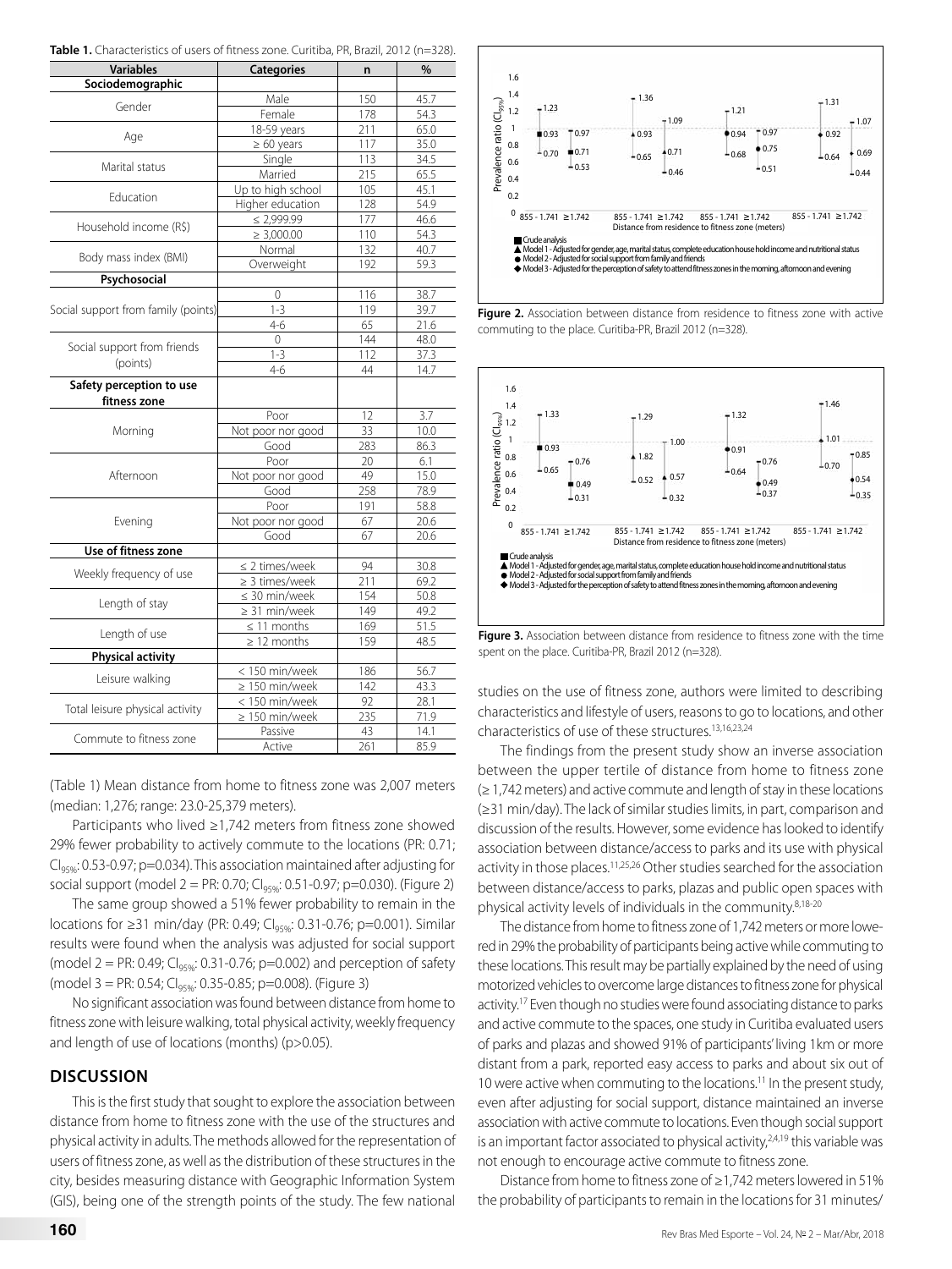**Table 1.** Characteristics of users of fitness zone. Curitiba, PR, Brazil, 2012 (n=328).

| Variables | Categories | n | % |
|---|---|---|---|
| **Sociodemographic** | | | |
| Gender | Male | 150 | 45.7 |
| | Female | 178 | 54.3 |
| Age | 18-59 years | 211 | 65.0 |
| | ≥ 60 years | 117 | 35.0 |
| Marital status | Single | 113 | 34.5 |
| | Married | 215 | 65.5 |
| Education | Up to high school | 105 | 45.1 |
| | Higher education | 128 | 54.9 |
| Household income (R$) | ≤ 2,999.99 | 177 | 46.6 |
| | ≥ 3,000.00 | 110 | 54.3 |
| Body mass index (BMI) | Normal | 132 | 40.7 |
| | Overweight | 192 | 59.3 |
| **Psychosocial** | | | |
| Social support from family (points) | 0 | 116 | 38.7 |
| | 1-3 | 119 | 39.7 |
| | 4-6 | 65 | 21.6 |
| Social support from friends (points) | 0 | 144 | 48.0 |
| | 1-3 | 112 | 37.3 |
| | 4-6 | 44 | 14.7 |
| **Safety perception to use fitness zone** | | | |
| Morning | Poor | 12 | 3.7 |
| | Not poor nor good | 33 | 10.0 |
| | Good | 283 | 86.3 |
| Afternoon | Poor | 20 | 6.1 |
| | Not poor nor good | 49 | 15.0 |
| | Good | 258 | 78.9 |
| Evening | Poor | 191 | 58.8 |
| | Not poor nor good | 67 | 20.6 |
| | Good | 67 | 20.6 |
| **Use of fitness zone** | | | |
| Weekly frequency of use | ≤ 2 times/week | 94 | 30.8 |
| | ≥ 3 times/week | 211 | 69.2 |
| Length of stay | ≤ 30 min/week | 154 | 50.8 |
| | ≥ 31 min/week | 149 | 49.2 |
| Length of use | ≤ 11 months | 169 | 51.5 |
| | ≥ 12 months | 159 | 48.5 |
| **Physical activity** | | | |
| Leisure walking | < 150 min/week | 186 | 56.7 |
| | ≥ 150 min/week | 142 | 43.3 |
| Total leisure physical activity | < 150 min/week | 92 | 28.1 |
| | ≥ 150 min/week | 235 | 71.9 |
| Commute to fitness zone | Passive | 43 | 14.1 |
| | Active | 261 | 85.9 |

(Table 1) Mean distance from home to fitness zone was 2,007 meters (median: 1,276; range: 23.0-25,379 meters).

Participants who lived ≥1,742 meters from fitness zone showed 29% fewer probability to actively commute to the locations (PR: 0.71; $CI_{95\%}$: 0.53-0.97; p=0.034). This association maintained after adjusting for social support (model 2 = PR: 0.70; $CI_{95\%}$: 0.51-0.97; p=0.030). (Figure 2)

The same group showed a 51% fewer probability to remain in the locations for ≥31 min/day (PR: 0.49; $CI_{95\%}$: 0.31-0.76; p=0.001). Similar results were found when the analysis was adjusted for social support (model 2 = PR: 0.49; $CI_{95\%}$: 0.31-0.76; p=0.002) and perception of safety (model 3 = PR: 0.54; $CI_{95\%}$: 0.35-0.85; p=0.008). (Figure 3)

No significant association was found between distance from home to fitness zone with leisure walking, total physical activity, weekly frequency and length of use of locations (months) (p>0.05).

**Figure 2.** Association between distance from residence to fitness zone with active commuting to the place. Curitiba-PR, Brazil 2012 (n=328).

**Figure 3.** Association between distance from residence to fitness zone with the time spent on the place. Curitiba-PR, Brazil 2012 (n=328).

## DISCUSSION

This is the first study that sought to explore the association between distance from home to fitness zone with the use of the structures and physical activity in adults. The methods allowed for the representation of users of fitness zone, as well as the distribution of these structures in the city, besides measuring distance with Geographic Information System (GIS), being one of the strength points of the study. The few national studies on the use of fitness zone, authors were limited to describing characteristics and lifestyle of users, reasons to go to locations, and other characteristics of use of these structures.[13,16,23,24]

The findings from the present study show an inverse association between the upper tertile of distance from home to fitness zone (≥ 1,742 meters) and active commute and length of stay in these locations (≥31 min/day). The lack of similar studies limits, in part, comparison and discussion of the results. However, some evidence has looked to identify association between distance/access to parks and its use with physical activity in those places.[11,25,26] Other studies searched for the association between distance/access to parks, plazas and public open spaces with physical activity levels of individuals in the community.[8,18-20]

The distance from home to fitness zone of 1,742 meters or more lowered in 29% the probability of participants being active while commuting to these locations. This result may be partially explained by the need of using motorized vehicles to overcome large distances to fitness zone for physical activity.[17] Even though no studies were found associating distance to parks and active commute to the spaces, one study in Curitiba evaluated users of parks and plazas and showed 91% of participants' living 1km or more distant from a park, reported easy access to parks and about six out of 10 were active when commuting to the locations.[11] In the present study, even after adjusting for social support, distance maintained an inverse association with active commute to locations. Even though social support is an important factor associated to physical activity,[2,4,19] this variable was not enough to encourage active commute to fitness zone.

Distance from home to fitness zone of ≥1,742 meters lowered in 51% the probability of participants to remain in the locations for 31 minutes/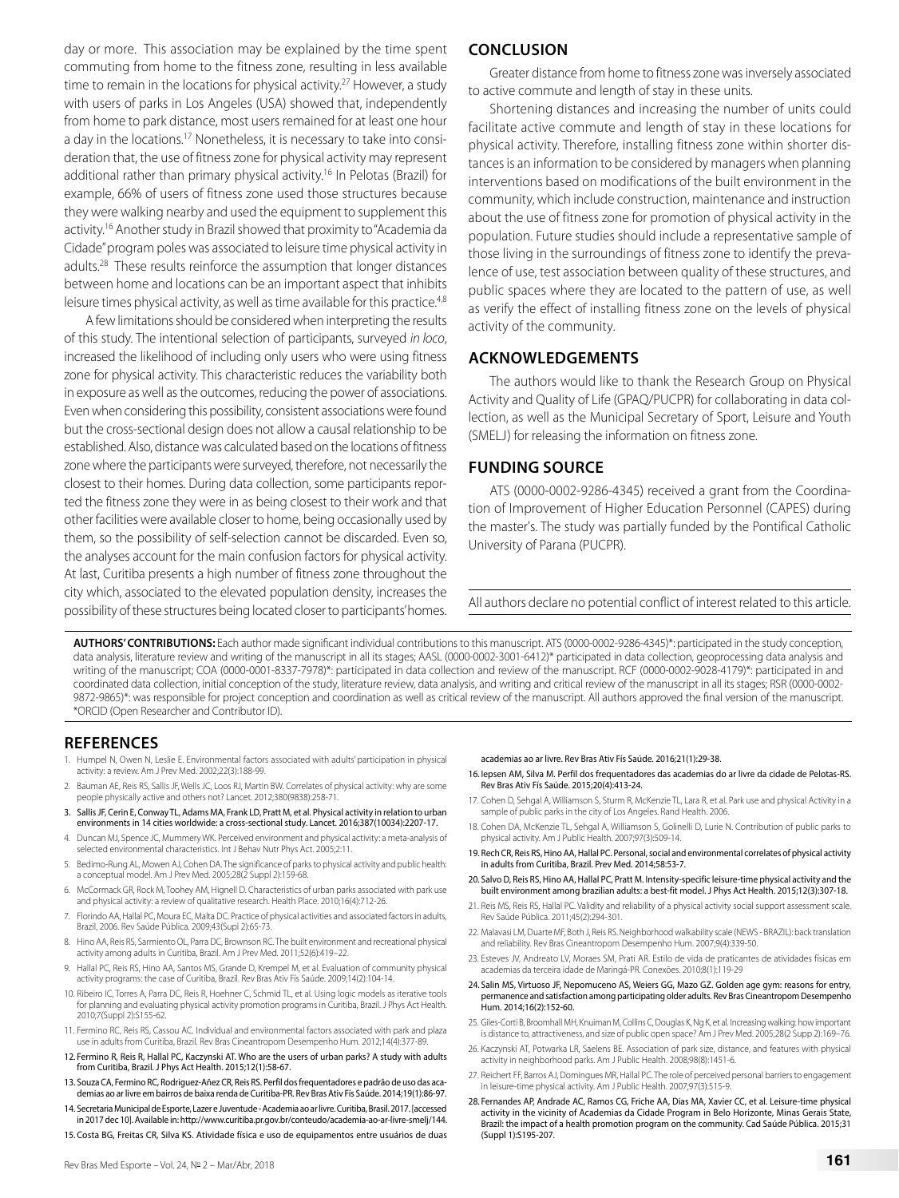day or more. This association may be explained by the time spent commuting from home to the fitness zone, resulting in less available time to remain in the locations for physical activity.[27] However, a study with users of parks in Los Angeles (USA) showed that, independently from home to park distance, most users remained for at least one hour a day in the locations.[17] Nonetheless, it is necessary to take into consideration that, the use of fitness zone for physical activity may represent additional rather than primary physical activity.[16] In Pelotas (Brazil) for example, 66% of users of fitness zone used those structures because they were walking nearby and used the equipment to supplement this activity.[16] Another study in Brazil showed that proximity to "Academia da Cidade" program poles was associated to leisure time physical activity in adults.[28] These results reinforce the assumption that longer distances between home and locations can be an important aspect that inhibits leisure times physical activity, as well as time available for this practice.[4,8]

A few limitations should be considered when interpreting the results of this study. The intentional selection of participants, surveyed *in loco*, increased the likelihood of including only users who were using fitness zone for physical activity. This characteristic reduces the variability both in exposure as well as the outcomes, reducing the power of associations. Even when considering this possibility, consistent associations were found but the cross-sectional design does not allow a causal relationship to be established. Also, distance was calculated based on the locations of fitness zone where the participants were surveyed, therefore, not necessarily the closest to their homes. During data collection, some participants reported the fitness zone they were in as being closest to their work and that other facilities were available closer to home, being occasionally used by them, so the possibility of self-selection cannot be discarded. Even so, the analyses account for the main confusion factors for physical activity. At last, Curitiba presents a high number of fitness zone throughout the city which, associated to the elevated population density, increases the possibility of these structures being located closer to participants' homes.

## CONCLUSION

Greater distance from home to fitness zone was inversely associated to active commute and length of stay in these units.

Shortening distances and increasing the number of units could facilitate active commute and length of stay in these locations for physical activity. Therefore, installing fitness zone within shorter distances is an information to be considered by managers when planning interventions based on modifications of the built environment in the community, which include construction, maintenance and instruction about the use of fitness zone for promotion of physical activity in the population. Future studies should include a representative sample of those living in the surroundings of fitness zone to identify the prevalence of use, test association between quality of these structures, and public spaces where they are located to the pattern of use, as well as verify the effect of installing fitness zone on the levels of physical activity of the community.

## ACKNOWLEDGEMENTS

The authors would like to thank the Research Group on Physical Activity and Quality of Life (GPAQ/PUCPR) for collaborating in data collection, as well as the Municipal Secretary of Sport, Leisure and Youth (SMELJ) for releasing the information on fitness zone.

## FUNDING SOURCE

ATS (0000-0002-9286-4345) received a grant from the Coordination of Improvement of Higher Education Personnel (CAPES) during the master's. The study was partially funded by the Pontifical Catholic University of Parana (PUCPR).

All authors declare no potential conflict of interest related to this article.

**AUTHORS' CONTRIBUTIONS:** Each author made significant individual contributions to this manuscript. ATS (0000-0002-9286-4345)*: participated in the study conception, data analysis, literature review and writing of the manuscript in all its stages; AASL (0000-0002-3001-6412)* participated in data collection, geoprocessing data analysis and writing of the manuscript; COA (0000-0001-8337-7978)*: participated in data collection and review of the manuscript. RCF (0000-0002-9028-4179)*: participated in and coordinated data collection, initial conception of the study, literature review, data analysis, and writing and critical review of the manuscript in all its stages; RSR (0000-0002-9872-9865)*: was responsible for project conception and coordination as well as critical review of the manuscript. All authors approved the final version of the manuscript. *ORCID (Open Researcher and Contributor ID).

## REFERENCES

1. Humpel N, Owen N, Leslie E. Environmental factors associated with adults' participation in physical activity: a review. Am J Prev Med. 2002;22(3):188-99.
2. Bauman AE, Reis RS, Sallis JF, Wells JC, Loos RJ, Martin BW. Correlates of physical activity: why are some people physically active and others not? Lancet. 2012;380(9838):258-71.
3. Sallis JF, Cerin E, Conway TL, Adams MA, Frank LD, Pratt M, et al. Physical activity in relation to urban environments in 14 cities worldwide: a cross-sectional study. Lancet. 2016;387(10034):2207-17.
4. Duncan MJ, Spence JC, Mummery WK. Perceived environment and physical activity: a meta-analysis of selected environmental characteristics. Int J Behav Nutr Phys Act. 2005;2:11.
5. Bedimo-Rung AL, Mowen AJ, Cohen DA. The significance of parks to physical activity and public health: a conceptual model. Am J Prev Med. 2005;28(2 Suppl 2):159-68.
6. McCormack GR, Rock M, Toohey AM, Hignell D. Characteristics of urban parks associated with park use and physical activity: a review of qualitative research. Health Place. 2010;16(4):712-26.
7. Florindo AA, Hallal PC, Moura EC, Malta DC. Practice of physical activities and associated factors in adults, Brazil, 2006. Rev Saúde Pública. 2009;43(Supl 2):65-73.
8. Hino AA, Reis RS, Sarmiento OL, Parra DC, Brownson RC. The built environment and recreational physical activity among adults in Curitiba, Brazil. Am J Prev Med. 2011;52(6):419–22.
9. Hallal PC, Reis RS, Hino AA, Santos MS, Grande D, Krempel M, et al. Evaluation of community physical activity programs: the case of Curitiba, Brazil. Rev Bras Ativ Fís Saúde. 2009;14(2):104-14.
10. Ribeiro IC, Torres A, Parra DC, Reis R, Hoehner C, Schmid TL, et al. Using logic models as iterative tools for planning and evaluating physical activity promotion programs in Curitiba, Brazil. J Phys Act Health. 2010;7(Suppl 2):S155-62.
11. Fermino RC, Reis RS, Cassou AC. Individual and environmental factors associated with park and plaza use in adults from Curitiba, Brazil. Rev Bras Cineantropom Desempenho Hum. 2012;14(4):377-89.
12. Fermino R, Reis R, Hallal PC, Kaczynski AT. Who are the users of urban parks? A study with adults from Curitiba, Brazil. J Phys Act Health. 2015;12(1):58-67.
13. Souza CA, Fermino RC, Rodriguez-Añez CR, Reis RS. Perfil dos frequentadores e padrão de uso das academias ao ar livre em bairros de baixa renda de Curitiba-PR. Rev Bras Ativ Fís Saúde. 2014;19(1):86-97.
14. Secretaria Municipal de Esporte, Lazer e Juventude - Academia ao ar livre. Curitiba, Brasil. 2017. [accessed in 2017 dec 10]. Available in: http://www.curitiba.pr.gov.br/conteudo/academia-ao-ar-livre-smelj/144.
15. Costa BG, Freitas CR, Silva KS. Atividade física e uso de equipamentos entre usuários de duas academias ao ar livre. Rev Bras Ativ Fís Saúde. 2016;21(1):29-38.
16. Iepsen AM, Silva M. Perfil dos frequentadores das academias do ar livre da cidade de Pelotas-RS. Rev Bras Ativ Fís Saúde. 2015;20(4):413-24.
17. Cohen D, Sehgal A, Williamson S, Sturm R, McKenzie TL, Lara R, et al. Park use and physical Activity in a sample of public parks in the city of Los Angeles. Rand Health. 2006.
18. Cohen DA, McKenzie TL, Sehgal A, Williamson S, Golinelli D, Lurie N. Contribution of public parks to physical activity. Am J Public Health. 2007;97(3):509-14.
19. Rech CR, Reis RS, Hino AA, Hallal PC. Personal, social and environmental correlates of physical activity in adults from Curitiba, Brazil. Prev Med. 2014;58:53-7.
20. Salvo D, Reis RS, Hino AA, Hallal PC, Pratt M. Intensity-specific leisure-time physical activity and the built environment among brazilian adults: a best-fit model. J Phys Act Health. 2015;12(3):307-18.
21. Reis MS, Reis RS, Hallal PC. Validity and reliability of a physical activity social support assessment scale. Rev Saúde Pública. 2011;45(2):294-301.
22. Malavasi LM, Duarte MF, Both J, Reis RS. Neighborhood walkability scale (NEWS - BRAZIL): back translation and reliability. Rev Bras Cineantropom Desempenho Hum. 2007;9(4):339-50.
23. Esteves JV, Andreato LV, Moraes SM, Prati AR. Estilo de vida de praticantes de atividades físicas em academias da terceira idade de Maringá-PR. Conexões. 2010;8(1):119-29
24. Salin MS, Virtuoso JF, Nepomuceno AS, Weiers GG, Mazo GZ. Golden age gym: reasons for entry, permanence and satisfaction among participating older adults. Rev Bras Cineantropom Desempenho Hum. 2014;16(2):152-60.
25. Giles-Corti B, Broomhall MH, Knuiman M, Collins C, Douglas K, Ng K, et al. Increasing walking: how important is distance to, attractiveness, and size of public open space? Am J Prev Med. 2005;28(2 Supp 2):169–76.
26. Kaczynski AT, Potwarka LR, Saelens BE. Association of park size, distance, and features with physical activity in neighborhood parks. Am J Public Health. 2008;98(8):1451-6.
27. Reichert FF, Barros AJ, Domingues MR, Hallal PC. The role of perceived personal barriers to engagement in leisure-time physical activity. Am J Public Health. 2007;97(3):515-9.
28. Fernandes AP, Andrade AC, Ramos CG, Friche AA, Dias MA, Xavier CC, et al. Leisure-time physical activity in the vicinity of Academias da Cidade Program in Belo Horizonte, Minas Gerais State, Brazil: the impact of a health promotion program on the community. Cad Saúde Pública. 2015;31 (Suppl 1):S195-207.